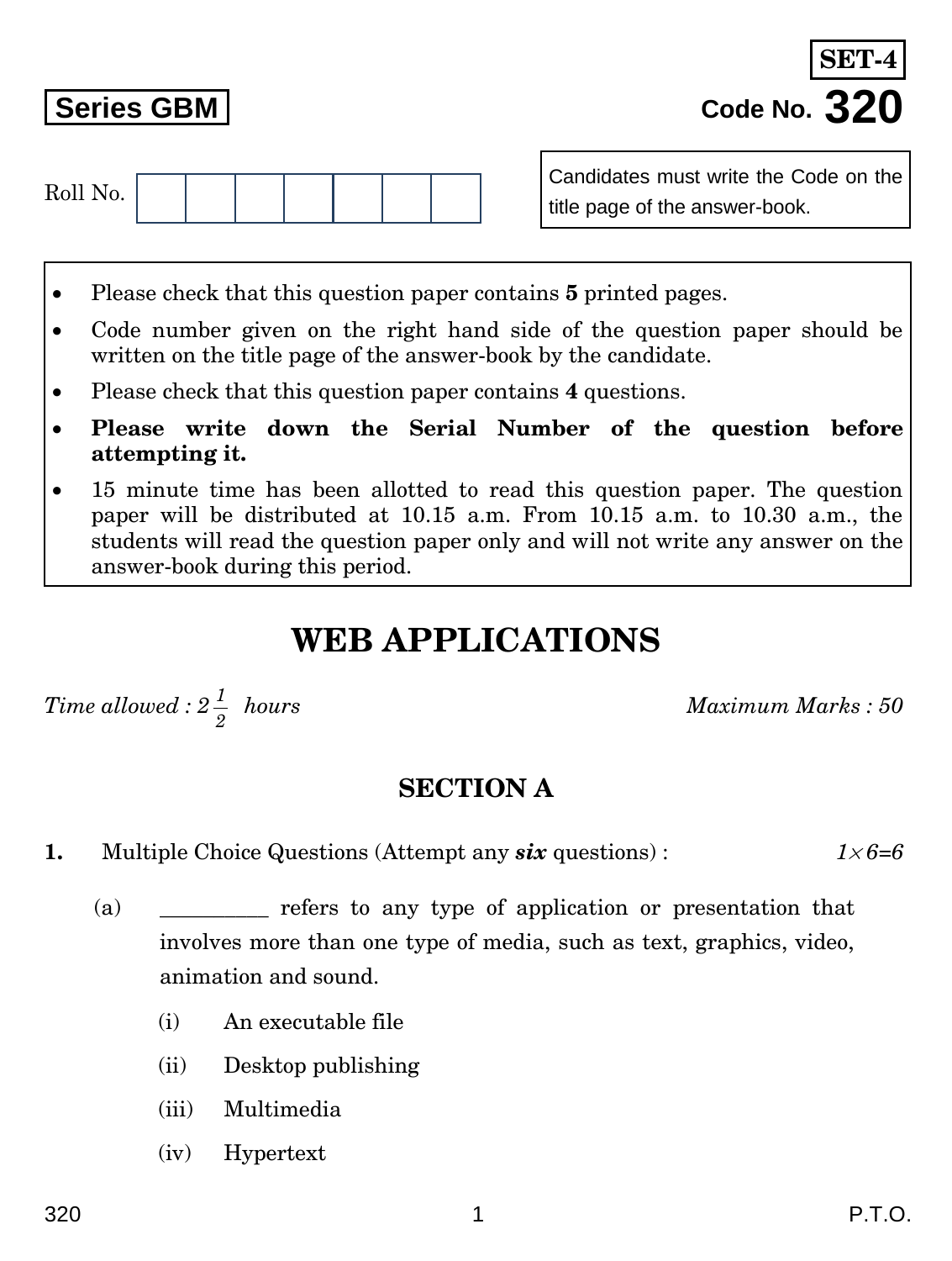**SET-4**

**Series GBM**

**Code No. 320**

Roll No. | | | | | | | |

Candidates must write the Code on the title page of the answer-book.

- Please check that this question paper contains **5** printed pages.
- Code number given on the right hand side of the question paper should be written on the title page of the answer-book by the candidate.
- Please check that this question paper contains **4** questions.
- **Please write down the Serial Number of the question before attempting it.**
- 15 minute time has been allotted to read this question paper. The question paper will be distributed at 10.15 a.m. From 10.15 a.m. to 10.30 a.m., the students will read the question paper only and will not write any answer on the answer-book during this period.

# WEB APPLICATIONS

*Time allowed : 2 $\frac{1}{2}$ hours* *Maximum Marks : 50*

## SECTION A

**1.** Multiple Choice Questions (Attempt any ***six*** questions) : *1×6=6*

(a) __________ refers to any type of application or presentation that involves more than one type of media, such as text, graphics, video, animation and sound.

(i) An executable file

(ii) Desktop publishing

(iii) Multimedia

(iv) Hypertext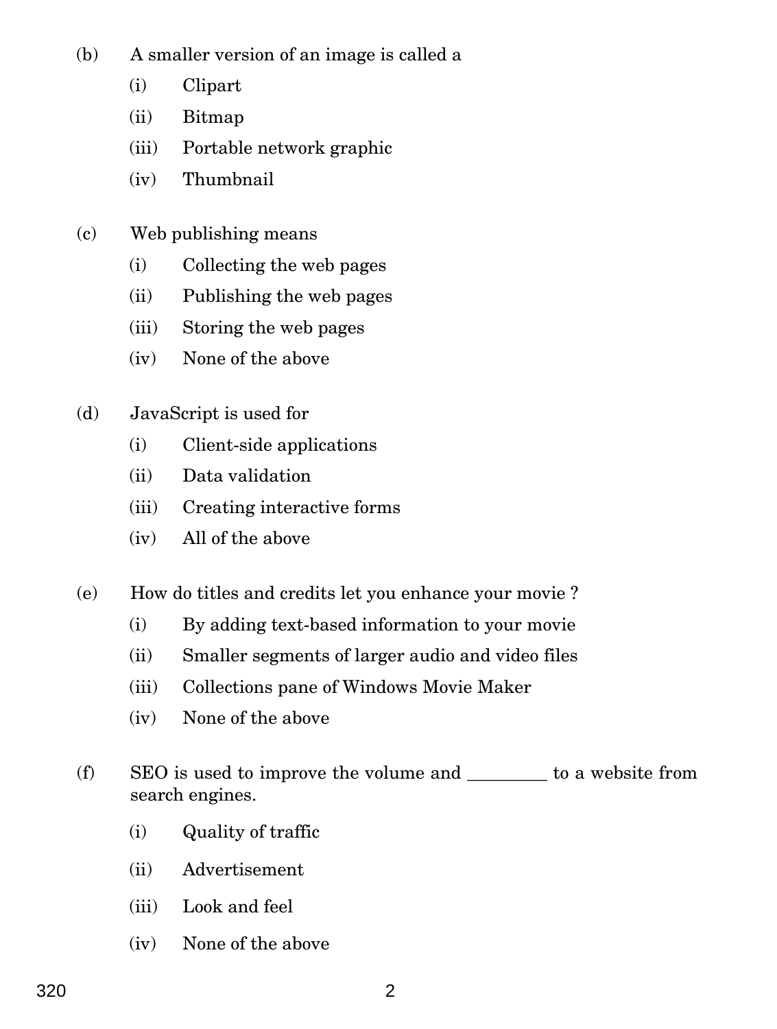(b) A smaller version of an image is called a

(i) Clipart

(ii) Bitmap

(iii) Portable network graphic

(iv) Thumbnail

(c) Web publishing means

(i) Collecting the web pages

(ii) Publishing the web pages

(iii) Storing the web pages

(iv) None of the above

(d) JavaScript is used for

(i) Client-side applications

(ii) Data validation

(iii) Creating interactive forms

(iv) All of the above

(e) How do titles and credits let you enhance your movie ?

(i) By adding text-based information to your movie

(ii) Smaller segments of larger audio and video files

(iii) Collections pane of Windows Movie Maker

(iv) None of the above

(f) SEO is used to improve the volume and _________ to a website from search engines.

(i) Quality of traffic

(ii) Advertisement

(iii) Look and feel

(iv) None of the above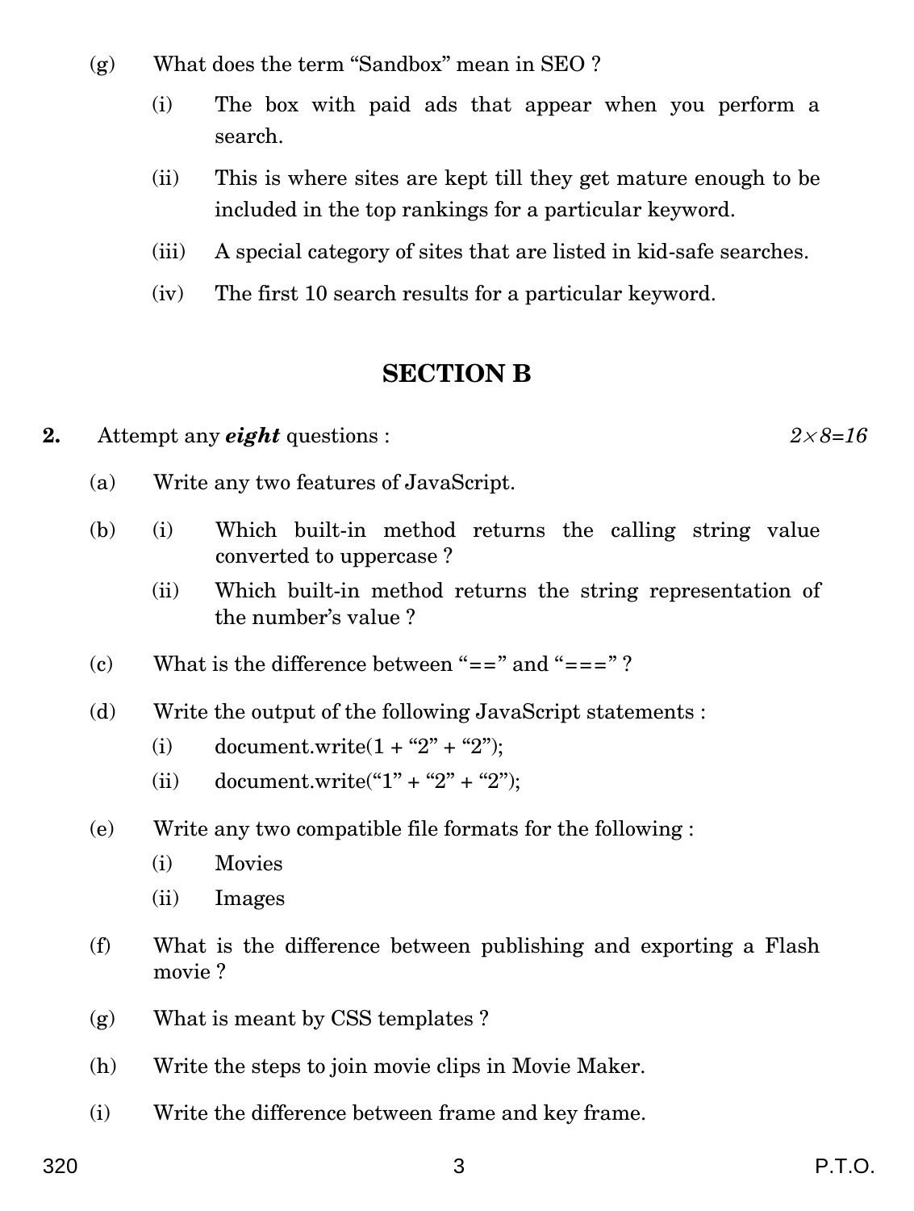(g) What does the term "Sandbox" mean in SEO ?

(i) The box with paid ads that appear when you perform a search.

(ii) This is where sites are kept till they get mature enough to be included in the top rankings for a particular keyword.

(iii) A special category of sites that are listed in kid-safe searches.

(iv) The first 10 search results for a particular keyword.

## SECTION B

**2.** Attempt any ***eight*** questions : *2×8=16*

(a) Write any two features of JavaScript.

(b) (i) Which built-in method returns the calling string value converted to uppercase ?

(ii) Which built-in method returns the string representation of the number's value ?

(c) What is the difference between "==" and "===" ?

(d) Write the output of the following JavaScript statements :

(i) document.write(1 + "2" + "2");

(ii) document.write("1" + "2" + "2");

(e) Write any two compatible file formats for the following :

(i) Movies

(ii) Images

(f) What is the difference between publishing and exporting a Flash movie ?

(g) What is meant by CSS templates ?

(h) Write the steps to join movie clips in Movie Maker.

(i) Write the difference between frame and key frame.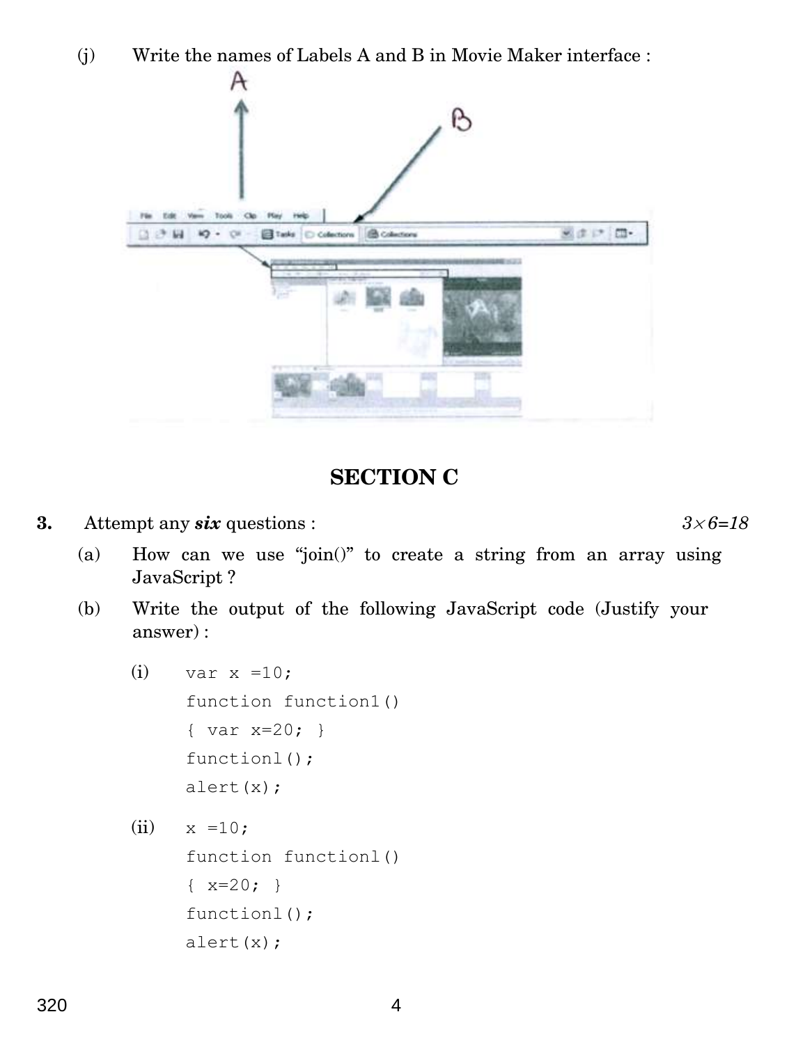(j) Write the names of Labels A and B in Movie Maker interface :

## SECTION C

**3.** Attempt any ***six*** questions : *3×6=18*

(a) How can we use "join()" to create a string from an array using JavaScript ?

(b) Write the output of the following JavaScript code (Justify your answer) :

(i)

```
var x =10;
function function1()
{ var x=20; }
functionl();
alert(x);
```

(ii)

```
x =10;
function functionl()
{ x=20; }
functionl();
alert(x);
```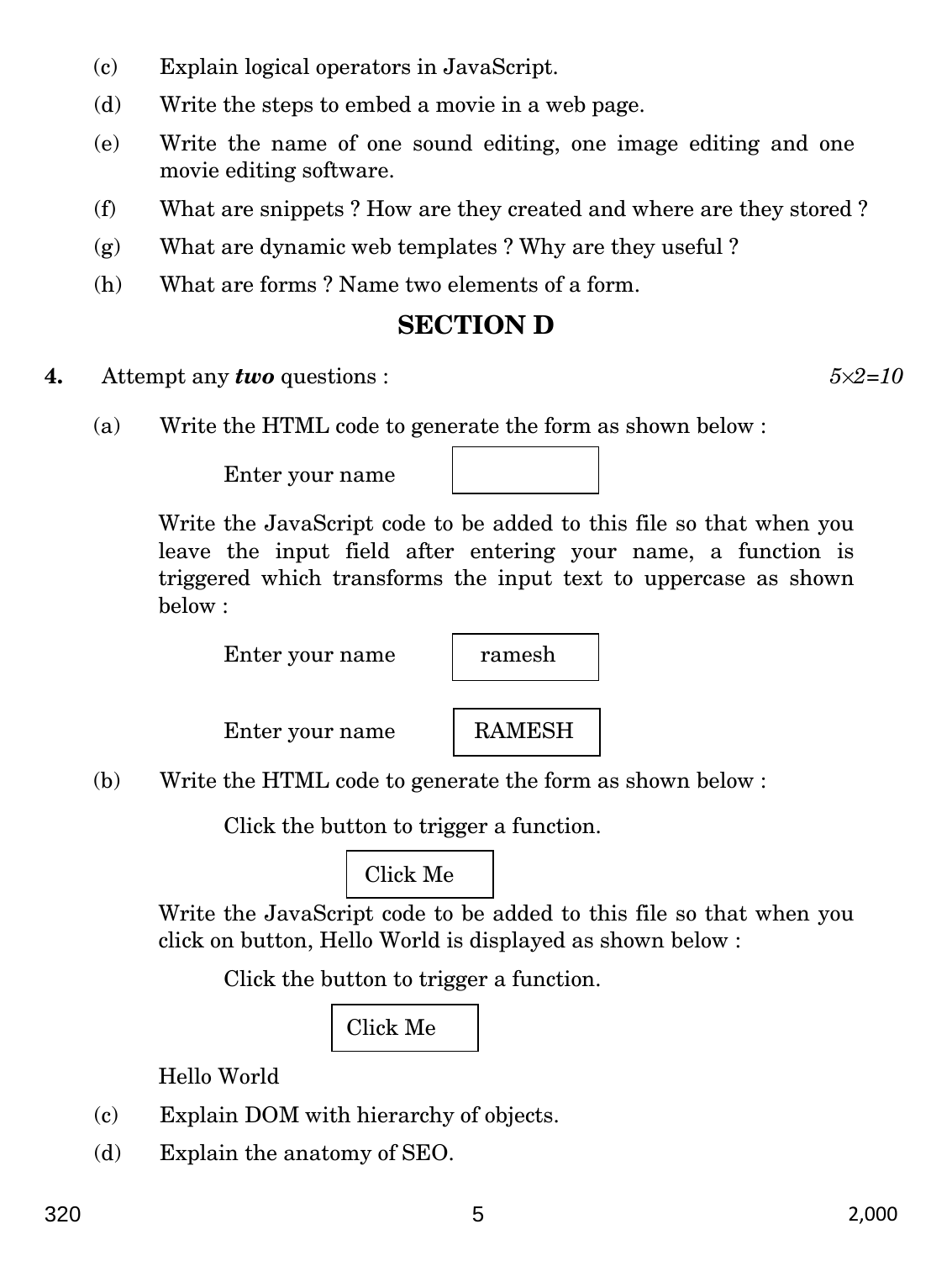(c) Explain logical operators in JavaScript.

(d) Write the steps to embed a movie in a web page.

(e) Write the name of one sound editing, one image editing and one movie editing software.

(f) What are snippets ? How are they created and where are they stored ?

(g) What are dynamic web templates ? Why are they useful ?

(h) What are forms ? Name two elements of a form.

## SECTION D

**4.** Attempt any ***two*** questions : *5×2=10*

(a) Write the HTML code to generate the form as shown below :

Enter your name [ ]

Write the JavaScript code to be added to this file so that when you leave the input field after entering your name, a function is triggered which transforms the input text to uppercase as shown below :

Enter your name [ ramesh ]

Enter your name [ RAMESH ]

(b) Write the HTML code to generate the form as shown below :

Click the button to trigger a function.

[ Click Me ]

Write the JavaScript code to be added to this file so that when you click on button, Hello World is displayed as shown below :

Click the button to trigger a function.

[ Click Me ]

Hello World

(c) Explain DOM with hierarchy of objects.

(d) Explain the anatomy of SEO.